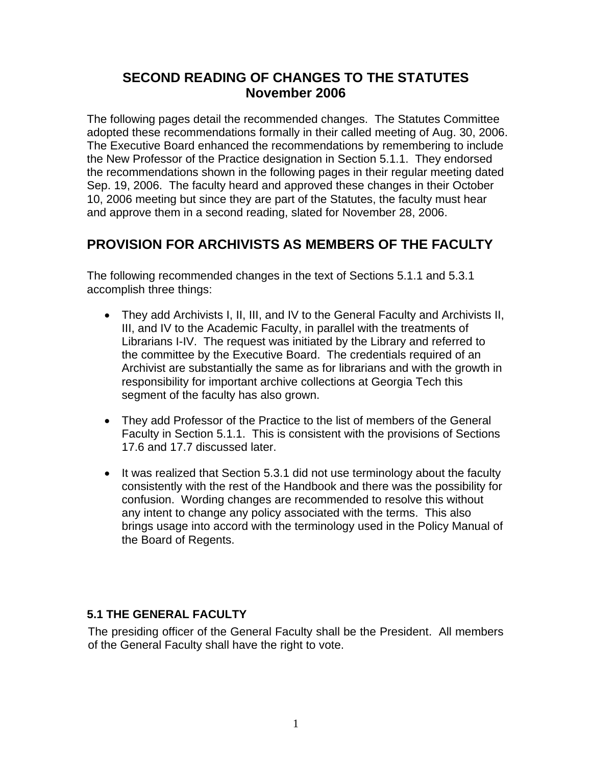# SECOND READING OF CHANGES TO THE STATUTES
# November 2006

The following pages detail the recommended changes. The Statutes Committee adopted these recommendations formally in their called meeting of Aug. 30, 2006. The Executive Board enhanced the recommendations by remembering to include the New Professor of the Practice designation in Section 5.1.1. They endorsed the recommendations shown in the following pages in their regular meeting dated Sep. 19, 2006. The faculty heard and approved these changes in their October 10, 2006 meeting but since they are part of the Statutes, the faculty must hear and approve them in a second reading, slated for November 28, 2006.

## PROVISION FOR ARCHIVISTS AS MEMBERS OF THE FACULTY

The following recommended changes in the text of Sections 5.1.1 and 5.3.1 accomplish three things:

- They add Archivists I, II, III, and IV to the General Faculty and Archivists II, III, and IV to the Academic Faculty, in parallel with the treatments of Librarians I-IV. The request was initiated by the Library and referred to the committee by the Executive Board. The credentials required of an Archivist are substantially the same as for librarians and with the growth in responsibility for important archive collections at Georgia Tech this segment of the faculty has also grown.

- They add Professor of the Practice to the list of members of the General Faculty in Section 5.1.1. This is consistent with the provisions of Sections 17.6 and 17.7 discussed later.

- It was realized that Section 5.3.1 did not use terminology about the faculty consistently with the rest of the Handbook and there was the possibility for confusion. Wording changes are recommended to resolve this without any intent to change any policy associated with the terms. This also brings usage into accord with the terminology used in the Policy Manual of the Board of Regents.

### 5.1 THE GENERAL FACULTY

The presiding officer of the General Faculty shall be the President. All members of the General Faculty shall have the right to vote.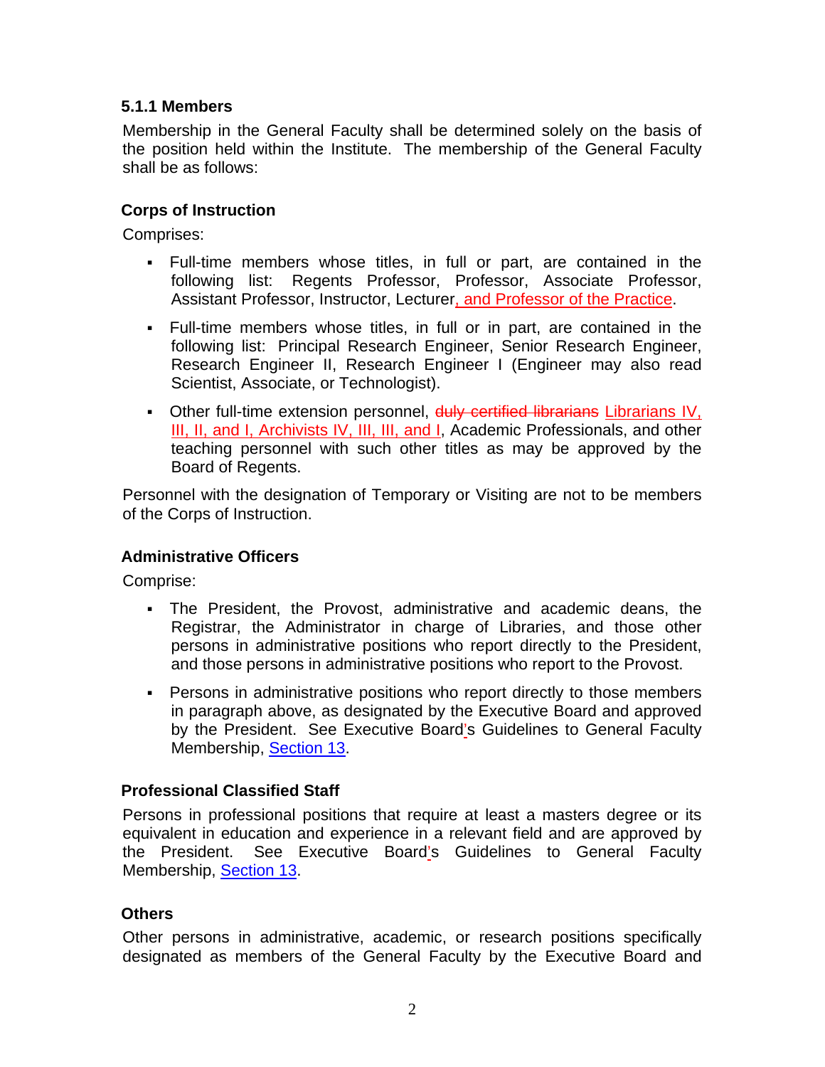### 5.1.1 Members

Membership in the General Faculty shall be determined solely on the basis of the position held within the Institute. The membership of the General Faculty shall be as follows:

#### Corps of Instruction

Comprises:

- Full-time members whose titles, in full or part, are contained in the following list: Regents Professor, Professor, Associate Professor, Assistant Professor, Instructor, Lecturer, and Professor of the Practice.
- Full-time members whose titles, in full or in part, are contained in the following list: Principal Research Engineer, Senior Research Engineer, Research Engineer II, Research Engineer I (Engineer may also read Scientist, Associate, or Technologist).
- Other full-time extension personnel, ~~duly certified librarians~~ Librarians IV, III, II, and I, Archivists IV, III, III, and I, Academic Professionals, and other teaching personnel with such other titles as may be approved by the Board of Regents.

Personnel with the designation of Temporary or Visiting are not to be members of the Corps of Instruction.

#### Administrative Officers

Comprise:

- The President, the Provost, administrative and academic deans, the Registrar, the Administrator in charge of Libraries, and those other persons in administrative positions who report directly to the President, and those persons in administrative positions who report to the Provost.
- Persons in administrative positions who report directly to those members in paragraph above, as designated by the Executive Board and approved by the President. See Executive Board's Guidelines to General Faculty Membership, Section 13.

#### Professional Classified Staff

Persons in professional positions that require at least a masters degree or its equivalent in education and experience in a relevant field and are approved by the President. See Executive Board's Guidelines to General Faculty Membership, Section 13.

#### Others

Other persons in administrative, academic, or research positions specifically designated as members of the General Faculty by the Executive Board and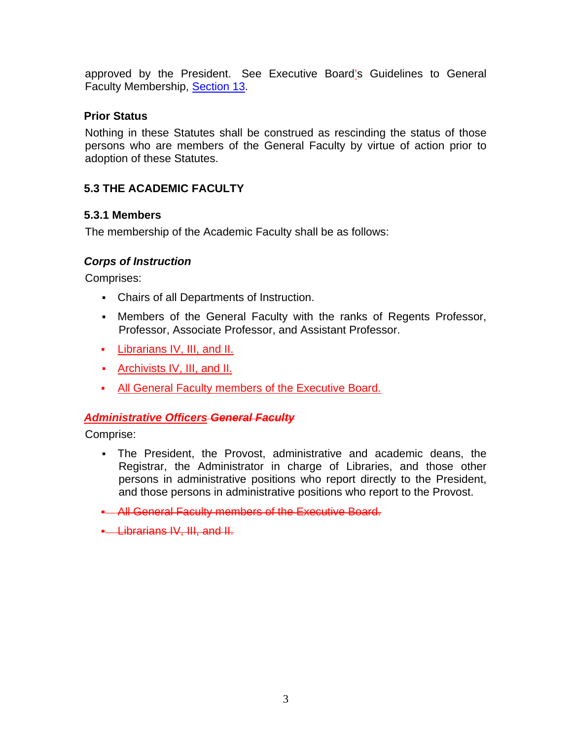approved by the President. See Executive Board's Guidelines to General Faculty Membership, Section 13.

### Prior Status

Nothing in these Statutes shall be construed as rescinding the status of those persons who are members of the General Faculty by virtue of action prior to adoption of these Statutes.

## 5.3 THE ACADEMIC FACULTY

### 5.3.1 Members

The membership of the Academic Faculty shall be as follows:

#### *Corps of Instruction*

Comprises:

- Chairs of all Departments of Instruction.
- Members of the General Faculty with the ranks of Regents Professor, Professor, Associate Professor, and Assistant Professor.
- Librarians IV, III, and II.
- Archivists IV, III, and II.
- All General Faculty members of the Executive Board.

#### ***Administrative Officers*** ~~***General Faculty***~~

Comprise:

- The President, the Provost, administrative and academic deans, the Registrar, the Administrator in charge of Libraries, and those other persons in administrative positions who report directly to the President, and those persons in administrative positions who report to the Provost.
- ~~All General Faculty members of the Executive Board.~~
- ~~Librarians IV, III, and II.~~